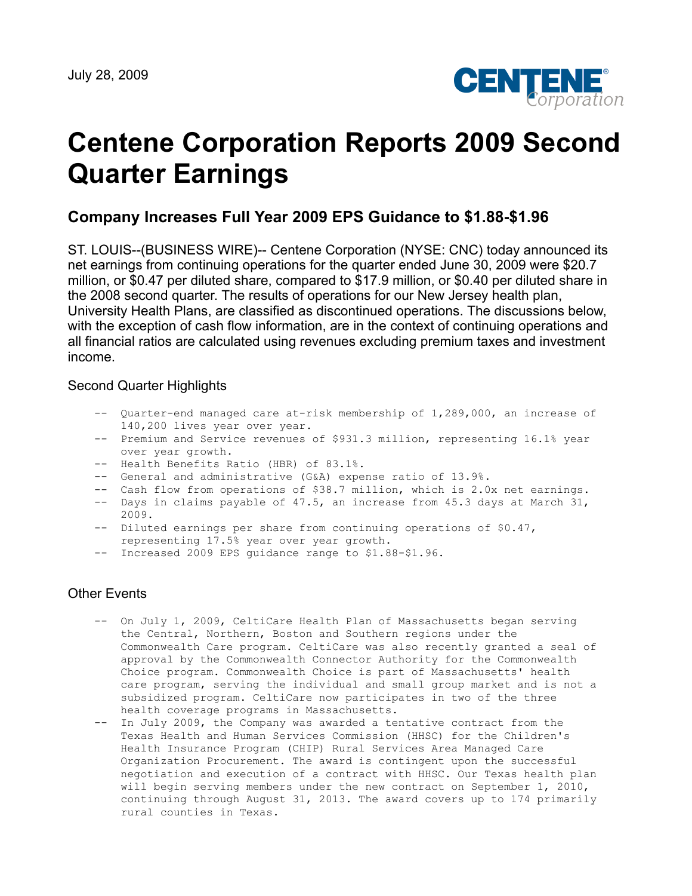July 28, 2009

# Centene Corporation Reports 2009 Second Quarter Earnings

## Company Increases Full Year 2009 EPS Guidance to $1.88-$1.96

ST. LOUIS--(BUSINESS WIRE)-- Centene Corporation (NYSE: CNC) today announced its net earnings from continuing operations for the quarter ended June 30, 2009 were $20.7 million, or $0.47 per diluted share, compared to $17.9 million, or $0.40 per diluted share in the 2008 second quarter. The results of operations for our New Jersey health plan, University Health Plans, are classified as discontinued operations. The discussions below, with the exception of cash flow information, are in the context of continuing operations and all financial ratios are calculated using revenues excluding premium taxes and investment income.

### Second Quarter Highlights

- Quarter-end managed care at-risk membership of 1,289,000, an increase of 140,200 lives year over year.
- Premium and Service revenues of $931.3 million, representing 16.1% year over year growth.
- Health Benefits Ratio (HBR) of 83.1%.
- General and administrative (G&A) expense ratio of 13.9%.
- Cash flow from operations of $38.7 million, which is 2.0x net earnings.
- Days in claims payable of 47.5, an increase from 45.3 days at March 31, 2009.
- Diluted earnings per share from continuing operations of $0.47, representing 17.5% year over year growth.
- Increased 2009 EPS guidance range to $1.88-$1.96.

### Other Events

- On July 1, 2009, CeltiCare Health Plan of Massachusetts began serving the Central, Northern, Boston and Southern regions under the Commonwealth Care program. CeltiCare was also recently granted a seal of approval by the Commonwealth Connector Authority for the Commonwealth Choice program. Commonwealth Choice is part of Massachusetts' health care program, serving the individual and small group market and is not a subsidized program. CeltiCare now participates in two of the three health coverage programs in Massachusetts.
- In July 2009, the Company was awarded a tentative contract from the Texas Health and Human Services Commission (HHSC) for the Children's Health Insurance Program (CHIP) Rural Services Area Managed Care Organization Procurement. The award is contingent upon the successful negotiation and execution of a contract with HHSC. Our Texas health plan will begin serving members under the new contract on September 1, 2010, continuing through August 31, 2013. The award covers up to 174 primarily rural counties in Texas.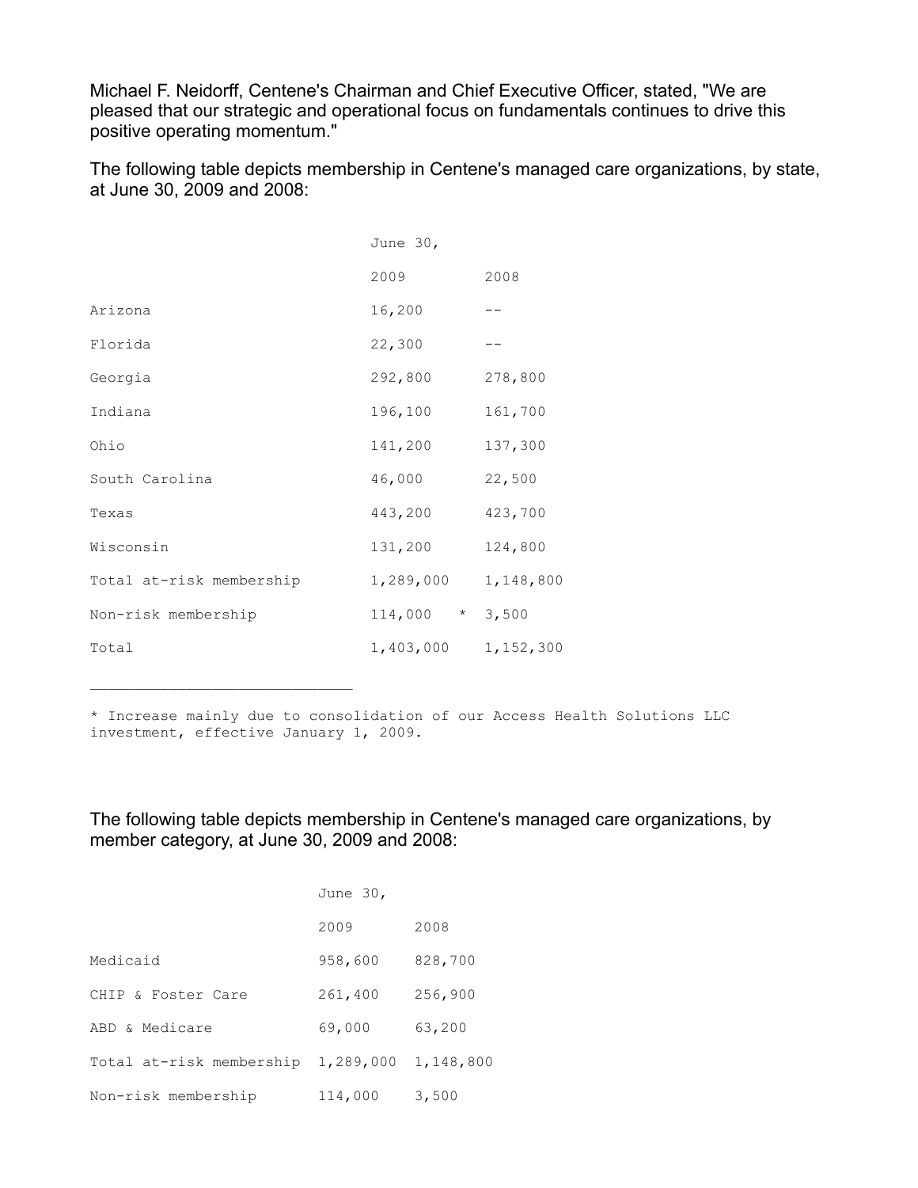Michael F. Neidorff, Centene's Chairman and Chief Executive Officer, stated, "We are pleased that our strategic and operational focus on fundamentals continues to drive this positive operating momentum."

The following table depicts membership in Centene's managed care organizations, by state, at June 30, 2009 and 2008:

| | June 30, | |
|---|---|---|
| | 2009 | 2008 |
| Arizona | 16,200 | -- |
| Florida | 22,300 | -- |
| Georgia | 292,800 | 278,800 |
| Indiana | 196,100 | 161,700 |
| Ohio | 141,200 | 137,300 |
| South Carolina | 46,000 | 22,500 |
| Texas | 443,200 | 423,700 |
| Wisconsin | 131,200 | 124,800 |
| Total at-risk membership | 1,289,000 | 1,148,800 |
| Non-risk membership | 114,000 * | 3,500 |
| Total | 1,403,000 | 1,152,300 |

* Increase mainly due to consolidation of our Access Health Solutions LLC investment, effective January 1, 2009.

The following table depicts membership in Centene's managed care organizations, by member category, at June 30, 2009 and 2008:

| | June 30, | |
|---|---|---|
| | 2009 | 2008 |
| Medicaid | 958,600 | 828,700 |
| CHIP & Foster Care | 261,400 | 256,900 |
| ABD & Medicare | 69,000 | 63,200 |
| Total at-risk membership | 1,289,000 | 1,148,800 |
| Non-risk membership | 114,000 | 3,500 |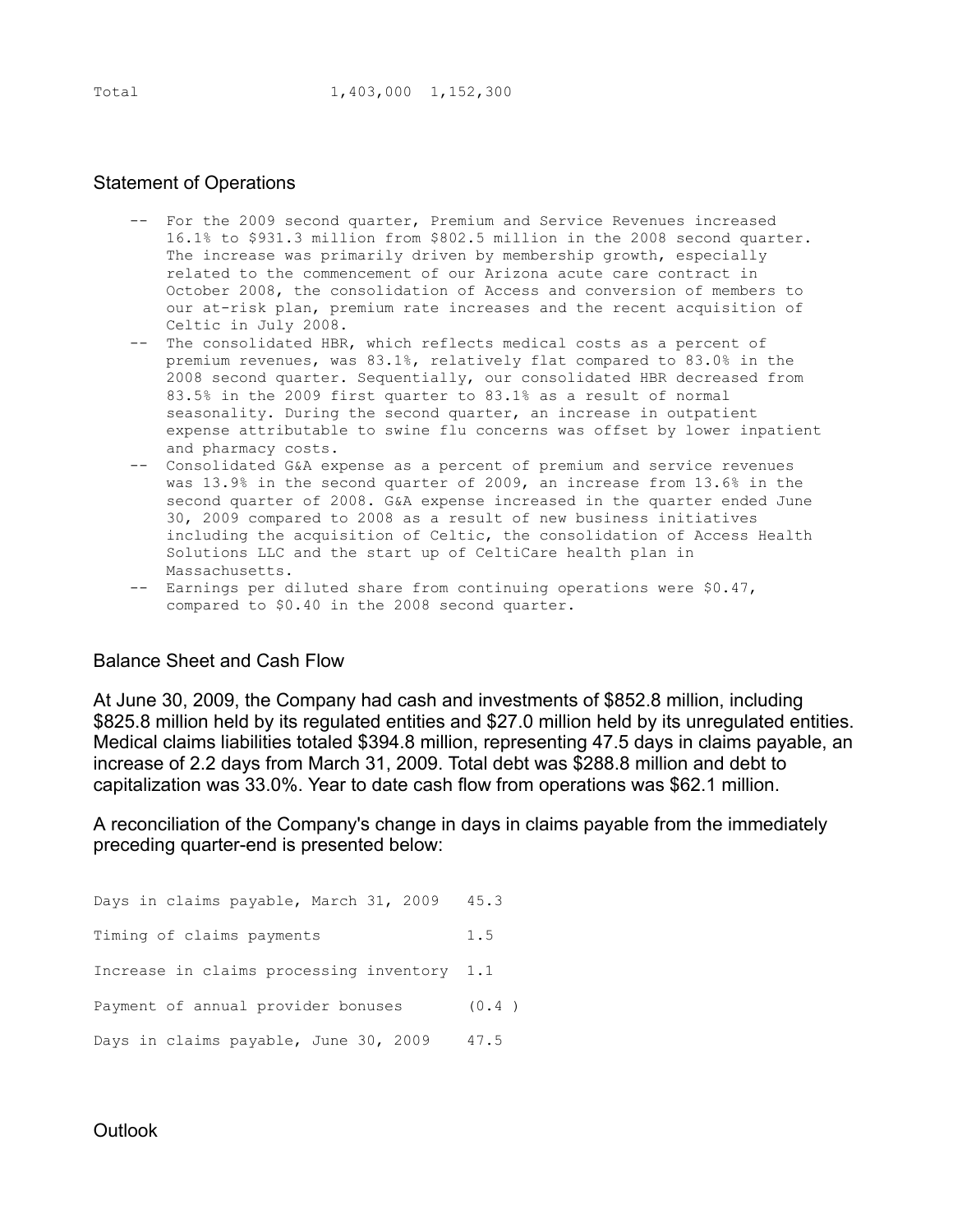| Total | 1,403,000 | 1,152,300 |
|---|---|---|

## Statement of Operations

- For the 2009 second quarter, Premium and Service Revenues increased 16.1% to $931.3 million from $802.5 million in the 2008 second quarter. The increase was primarily driven by membership growth, especially related to the commencement of our Arizona acute care contract in October 2008, the consolidation of Access and conversion of members to our at-risk plan, premium rate increases and the recent acquisition of Celtic in July 2008.
- The consolidated HBR, which reflects medical costs as a percent of premium revenues, was 83.1%, relatively flat compared to 83.0% in the 2008 second quarter. Sequentially, our consolidated HBR decreased from 83.5% in the 2009 first quarter to 83.1% as a result of normal seasonality. During the second quarter, an increase in outpatient expense attributable to swine flu concerns was offset by lower inpatient and pharmacy costs.
- Consolidated G&A expense as a percent of premium and service revenues was 13.9% in the second quarter of 2009, an increase from 13.6% in the second quarter of 2008. G&A expense increased in the quarter ended June 30, 2009 compared to 2008 as a result of new business initiatives including the acquisition of Celtic, the consolidation of Access Health Solutions LLC and the start up of CeltiCare health plan in Massachusetts.
- Earnings per diluted share from continuing operations were $0.47, compared to $0.40 in the 2008 second quarter.

## Balance Sheet and Cash Flow

At June 30, 2009, the Company had cash and investments of $852.8 million, including $825.8 million held by its regulated entities and $27.0 million held by its unregulated entities. Medical claims liabilities totaled $394.8 million, representing 47.5 days in claims payable, an increase of 2.2 days from March 31, 2009. Total debt was $288.8 million and debt to capitalization was 33.0%. Year to date cash flow from operations was $62.1 million.

A reconciliation of the Company's change in days in claims payable from the immediately preceding quarter-end is presented below:

| | |
|---|---|
| Days in claims payable, March 31, 2009 | 45.3 |
| Timing of claims payments | 1.5 |
| Increase in claims processing inventory | 1.1 |
| Payment of annual provider bonuses | (0.4 ) |
| Days in claims payable, June 30, 2009 | 47.5 |

## Outlook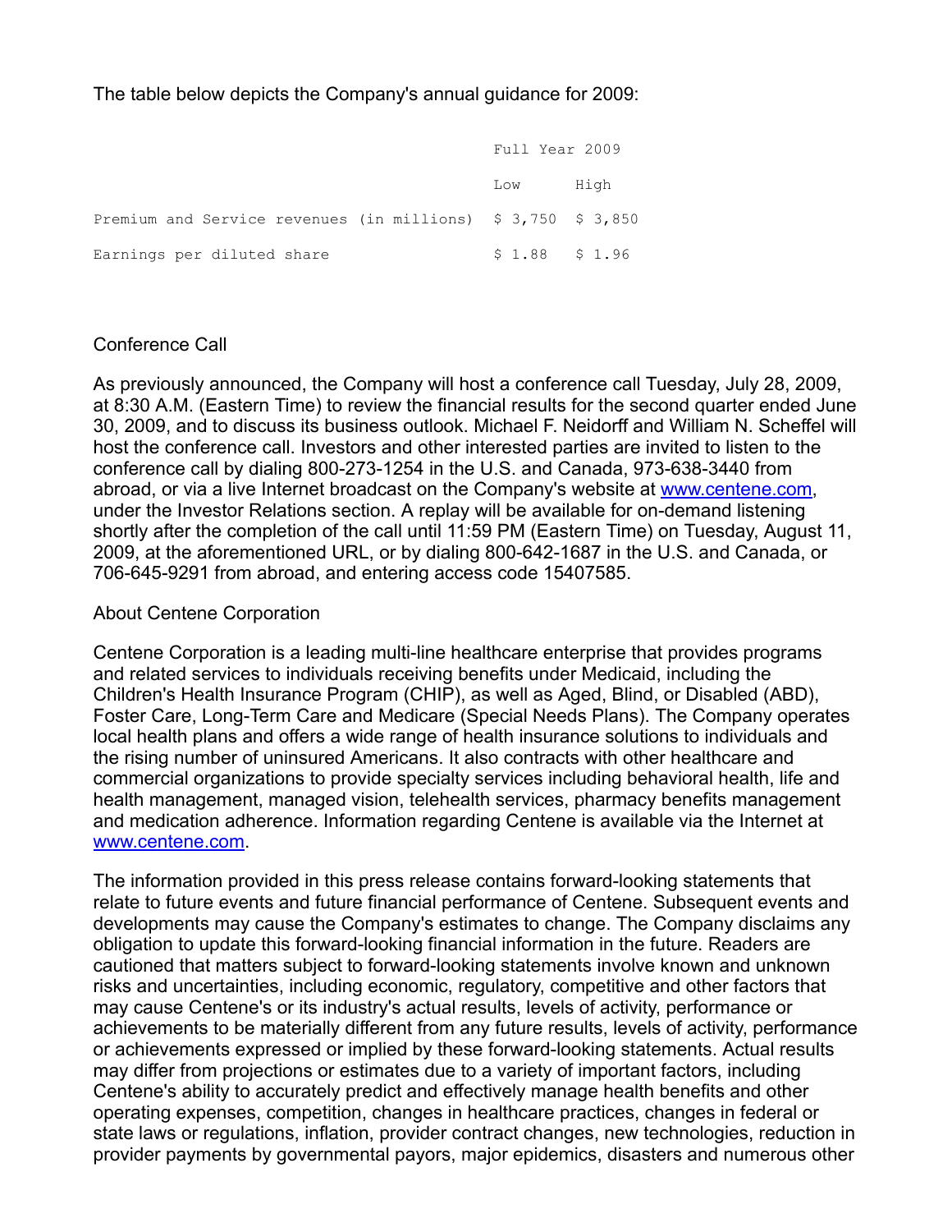The table below depicts the Company's annual guidance for 2009:

| | Full Year 2009 | |
|---|---|---|
| | Low | High |
| Premium and Service revenues (in millions) | $ 3,750 | $ 3,850 |
| Earnings per diluted share | $ 1.88 | $ 1.96 |

## Conference Call

As previously announced, the Company will host a conference call Tuesday, July 28, 2009, at 8:30 A.M. (Eastern Time) to review the financial results for the second quarter ended June 30, 2009, and to discuss its business outlook. Michael F. Neidorff and William N. Scheffel will host the conference call. Investors and other interested parties are invited to listen to the conference call by dialing 800-273-1254 in the U.S. and Canada, 973-638-3440 from abroad, or via a live Internet broadcast on the Company's website at www.centene.com, under the Investor Relations section. A replay will be available for on-demand listening shortly after the completion of the call until 11:59 PM (Eastern Time) on Tuesday, August 11, 2009, at the aforementioned URL, or by dialing 800-642-1687 in the U.S. and Canada, or 706-645-9291 from abroad, and entering access code 15407585.

## About Centene Corporation

Centene Corporation is a leading multi-line healthcare enterprise that provides programs and related services to individuals receiving benefits under Medicaid, including the Children's Health Insurance Program (CHIP), as well as Aged, Blind, or Disabled (ABD), Foster Care, Long-Term Care and Medicare (Special Needs Plans). The Company operates local health plans and offers a wide range of health insurance solutions to individuals and the rising number of uninsured Americans. It also contracts with other healthcare and commercial organizations to provide specialty services including behavioral health, life and health management, managed vision, telehealth services, pharmacy benefits management and medication adherence. Information regarding Centene is available via the Internet at www.centene.com.

The information provided in this press release contains forward-looking statements that relate to future events and future financial performance of Centene. Subsequent events and developments may cause the Company's estimates to change. The Company disclaims any obligation to update this forward-looking financial information in the future. Readers are cautioned that matters subject to forward-looking statements involve known and unknown risks and uncertainties, including economic, regulatory, competitive and other factors that may cause Centene's or its industry's actual results, levels of activity, performance or achievements to be materially different from any future results, levels of activity, performance or achievements expressed or implied by these forward-looking statements. Actual results may differ from projections or estimates due to a variety of important factors, including Centene's ability to accurately predict and effectively manage health benefits and other operating expenses, competition, changes in healthcare practices, changes in federal or state laws or regulations, inflation, provider contract changes, new technologies, reduction in provider payments by governmental payors, major epidemics, disasters and numerous other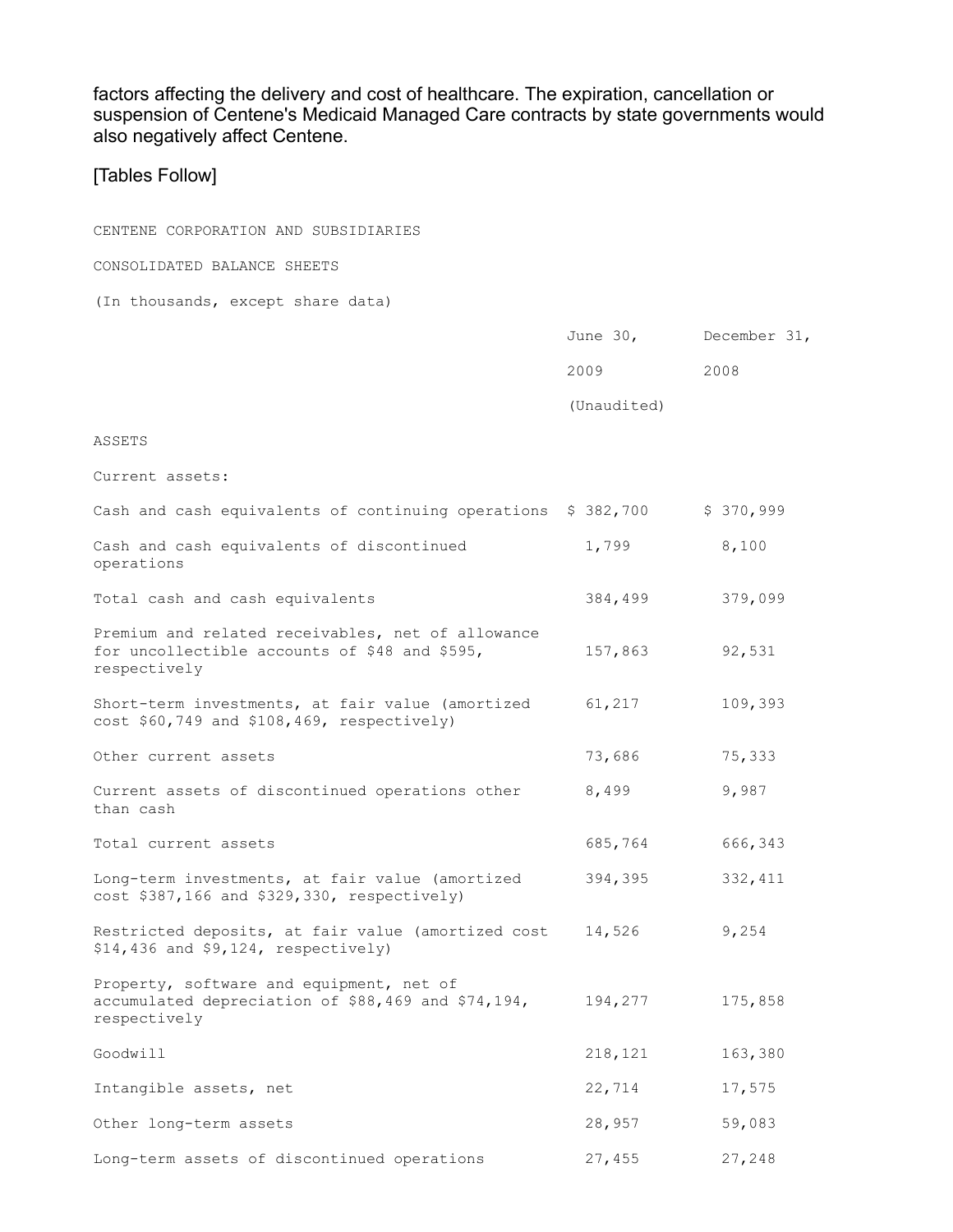factors affecting the delivery and cost of healthcare. The expiration, cancellation or suspension of Centene's Medicaid Managed Care contracts by state governments would also negatively affect Centene.

[Tables Follow]

CENTENE CORPORATION AND SUBSIDIARIES

CONSOLIDATED BALANCE SHEETS

(In thousands, except share data)

| | June 30, 2009 (Unaudited) | December 31, 2008 |
|---|---|---|
| ASSETS | | |
| Current assets: | | |
| Cash and cash equivalents of continuing operations | $ 382,700 | $ 370,999 |
| Cash and cash equivalents of discontinued operations | 1,799 | 8,100 |
| Total cash and cash equivalents | 384,499 | 379,099 |
| Premium and related receivables, net of allowance for uncollectible accounts of $48 and $595, respectively | 157,863 | 92,531 |
| Short-term investments, at fair value (amortized cost $60,749 and $108,469, respectively) | 61,217 | 109,393 |
| Other current assets | 73,686 | 75,333 |
| Current assets of discontinued operations other than cash | 8,499 | 9,987 |
| Total current assets | 685,764 | 666,343 |
| Long-term investments, at fair value (amortized cost $387,166 and $329,330, respectively) | 394,395 | 332,411 |
| Restricted deposits, at fair value (amortized cost $14,436 and $9,124, respectively) | 14,526 | 9,254 |
| Property, software and equipment, net of accumulated depreciation of $88,469 and $74,194, respectively | 194,277 | 175,858 |
| Goodwill | 218,121 | 163,380 |
| Intangible assets, net | 22,714 | 17,575 |
| Other long-term assets | 28,957 | 59,083 |
| Long-term assets of discontinued operations | 27,455 | 27,248 |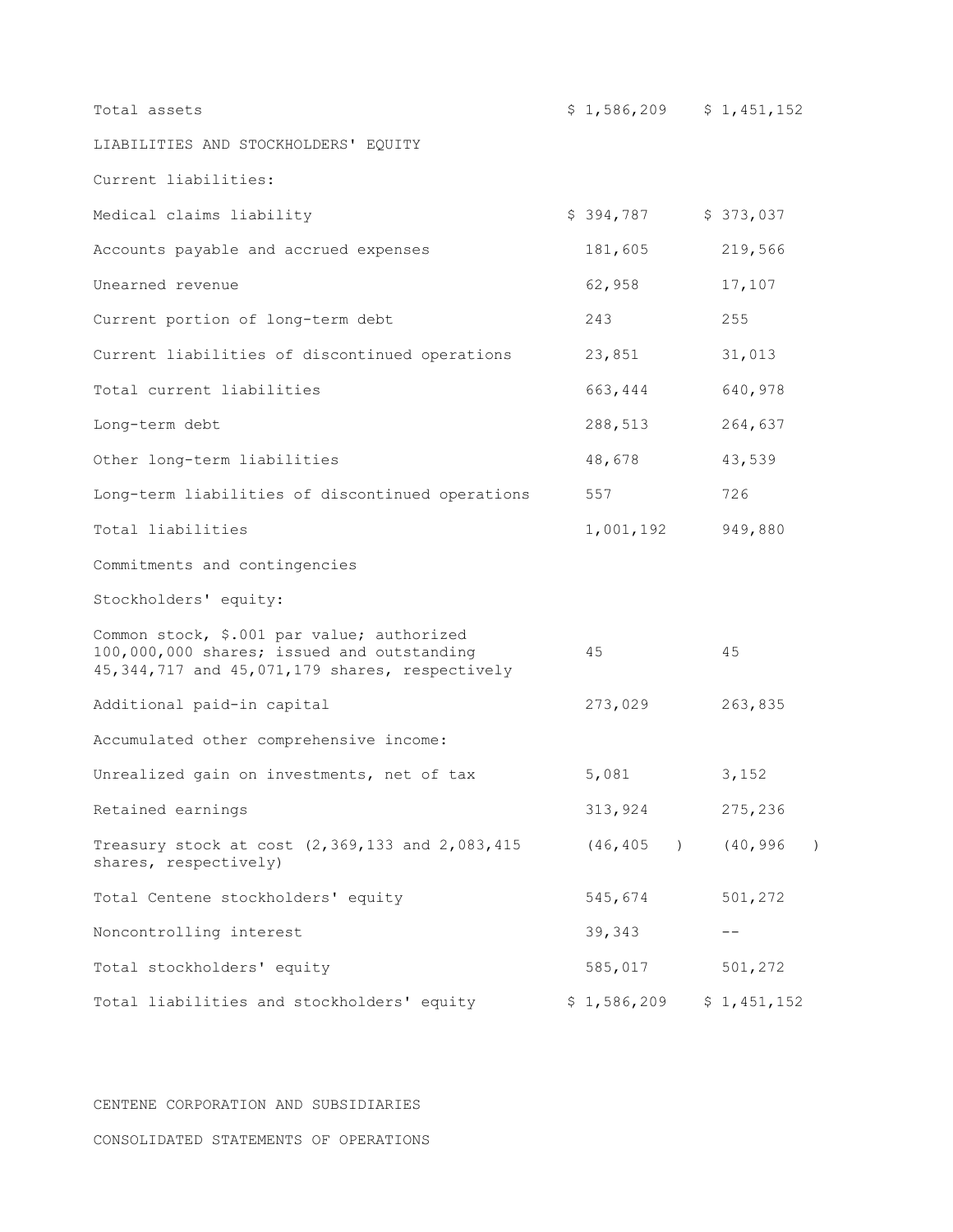| | | |
|---|---|---|
| Total assets | $ 1,586,209 | $ 1,451,152 |
| LIABILITIES AND STOCKHOLDERS' EQUITY | | |
| Current liabilities: | | |
| Medical claims liability | $ 394,787 | $ 373,037 |
| Accounts payable and accrued expenses | 181,605 | 219,566 |
| Unearned revenue | 62,958 | 17,107 |
| Current portion of long-term debt | 243 | 255 |
| Current liabilities of discontinued operations | 23,851 | 31,013 |
| Total current liabilities | 663,444 | 640,978 |
| Long-term debt | 288,513 | 264,637 |
| Other long-term liabilities | 48,678 | 43,539 |
| Long-term liabilities of discontinued operations | 557 | 726 |
| Total liabilities | 1,001,192 | 949,880 |
| Commitments and contingencies | | |
| Stockholders' equity: | | |
| Common stock, $.001 par value; authorized 100,000,000 shares; issued and outstanding 45,344,717 and 45,071,179 shares, respectively | 45 | 45 |
| Additional paid-in capital | 273,029 | 263,835 |
| Accumulated other comprehensive income: | | |
| Unrealized gain on investments, net of tax | 5,081 | 3,152 |
| Retained earnings | 313,924 | 275,236 |
| Treasury stock at cost (2,369,133 and 2,083,415 shares, respectively) | (46,405 ) | (40,996 ) |
| Total Centene stockholders' equity | 545,674 | 501,272 |
| Noncontrolling interest | 39,343 | -- |
| Total stockholders' equity | 585,017 | 501,272 |
| Total liabilities and stockholders' equity | $ 1,586,209 | $ 1,451,152 |

CENTENE CORPORATION AND SUBSIDIARIES

CONSOLIDATED STATEMENTS OF OPERATIONS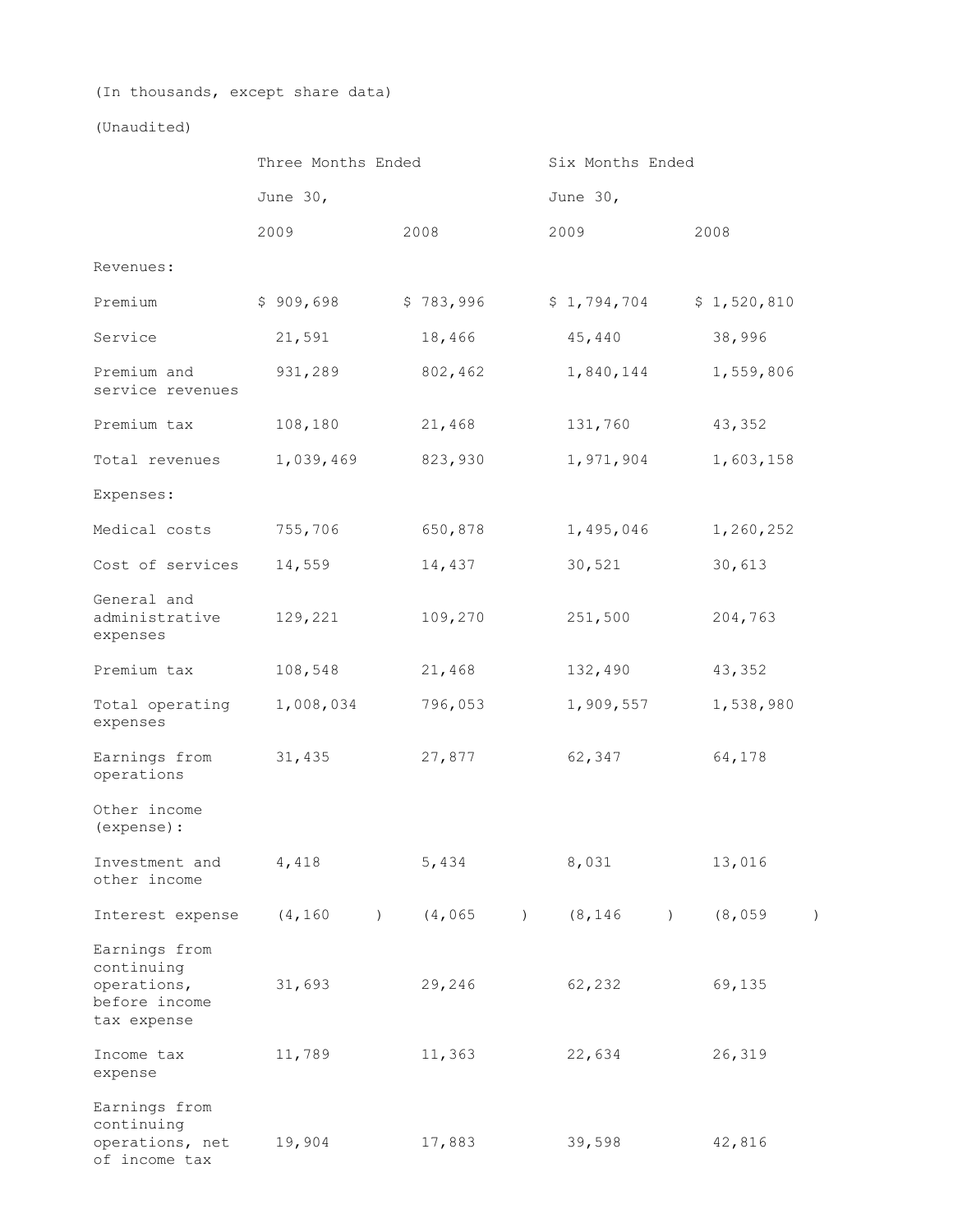(In thousands, except share data)

(Unaudited)

| | Three Months Ended June 30, | | Six Months Ended June 30, | |
|---|---|---|---|---|
| | 2009 | 2008 | 2009 | 2008 |
| Revenues: | | | | |
| Premium | $ 909,698 | $ 783,996 | $ 1,794,704 | $ 1,520,810 |
| Service | 21,591 | 18,466 | 45,440 | 38,996 |
| Premium and service revenues | 931,289 | 802,462 | 1,840,144 | 1,559,806 |
| Premium tax | 108,180 | 21,468 | 131,760 | 43,352 |
| Total revenues | 1,039,469 | 823,930 | 1,971,904 | 1,603,158 |
| Expenses: | | | | |
| Medical costs | 755,706 | 650,878 | 1,495,046 | 1,260,252 |
| Cost of services | 14,559 | 14,437 | 30,521 | 30,613 |
| General and administrative expenses | 129,221 | 109,270 | 251,500 | 204,763 |
| Premium tax | 108,548 | 21,468 | 132,490 | 43,352 |
| Total operating expenses | 1,008,034 | 796,053 | 1,909,557 | 1,538,980 |
| Earnings from operations | 31,435 | 27,877 | 62,347 | 64,178 |
| Other income (expense): | | | | |
| Investment and other income | 4,418 | 5,434 | 8,031 | 13,016 |
| Interest expense | (4,160) | (4,065) | (8,146) | (8,059) |
| Earnings from continuing operations, before income tax expense | 31,693 | 29,246 | 62,232 | 69,135 |
| Income tax expense | 11,789 | 11,363 | 22,634 | 26,319 |
| Earnings from continuing operations, net of income tax | 19,904 | 17,883 | 39,598 | 42,816 |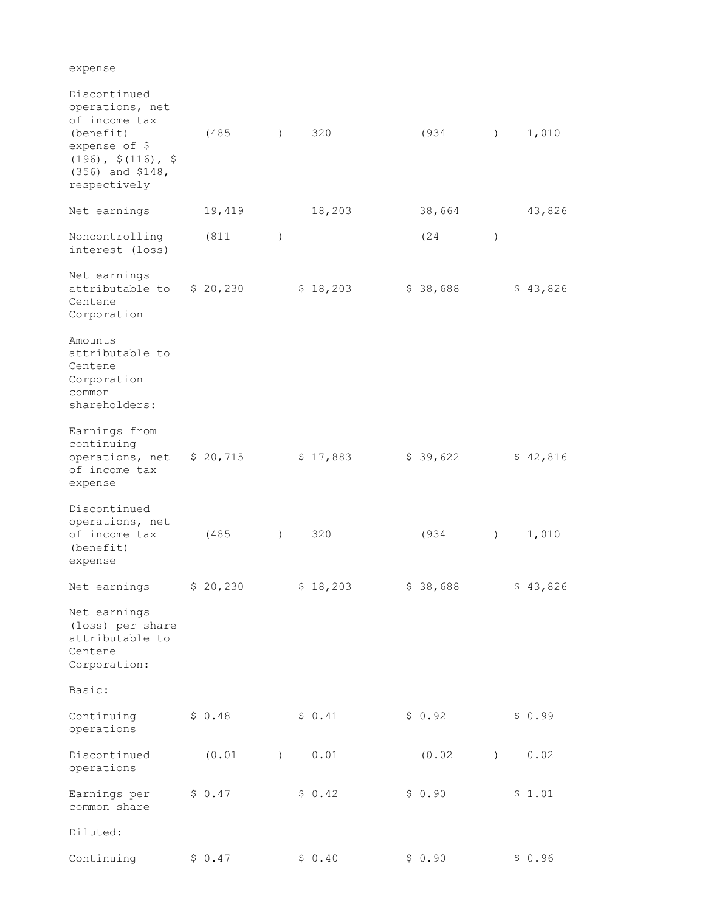| | | | | |
|---|---|---|---|---|
| expense | | | | |
| Discontinued operations, net of income tax (benefit) expense of $ (196), $(116), $ (356) and $148, respectively | (485 ) | 320 | (934 ) | 1,010 |
| Net earnings | 19,419 | 18,203 | 38,664 | 43,826 |
| Noncontrolling interest (loss) | (811 ) | | (24 ) | |
| Net earnings attributable to Centene Corporation | $ 20,230 | $ 18,203 | $ 38,688 | $ 43,826 |
| Amounts attributable to Centene Corporation common shareholders: | | | | |
| Earnings from continuing operations, net of income tax expense | $ 20,715 | $ 17,883 | $ 39,622 | $ 42,816 |
| Discontinued operations, net of income tax (benefit) expense | (485 ) | 320 | (934 ) | 1,010 |
| Net earnings | $ 20,230 | $ 18,203 | $ 38,688 | $ 43,826 |
| Net earnings (loss) per share attributable to Centene Corporation: | | | | |
| Basic: | | | | |
| Continuing operations | $ 0.48 | $ 0.41 | $ 0.92 | $ 0.99 |
| Discontinued operations | (0.01 ) | 0.01 | (0.02 ) | 0.02 |
| Earnings per common share | $ 0.47 | $ 0.42 | $ 0.90 | $ 1.01 |
| Diluted: | | | | |
| Continuing | $ 0.47 | $ 0.40 | $ 0.90 | $ 0.96 |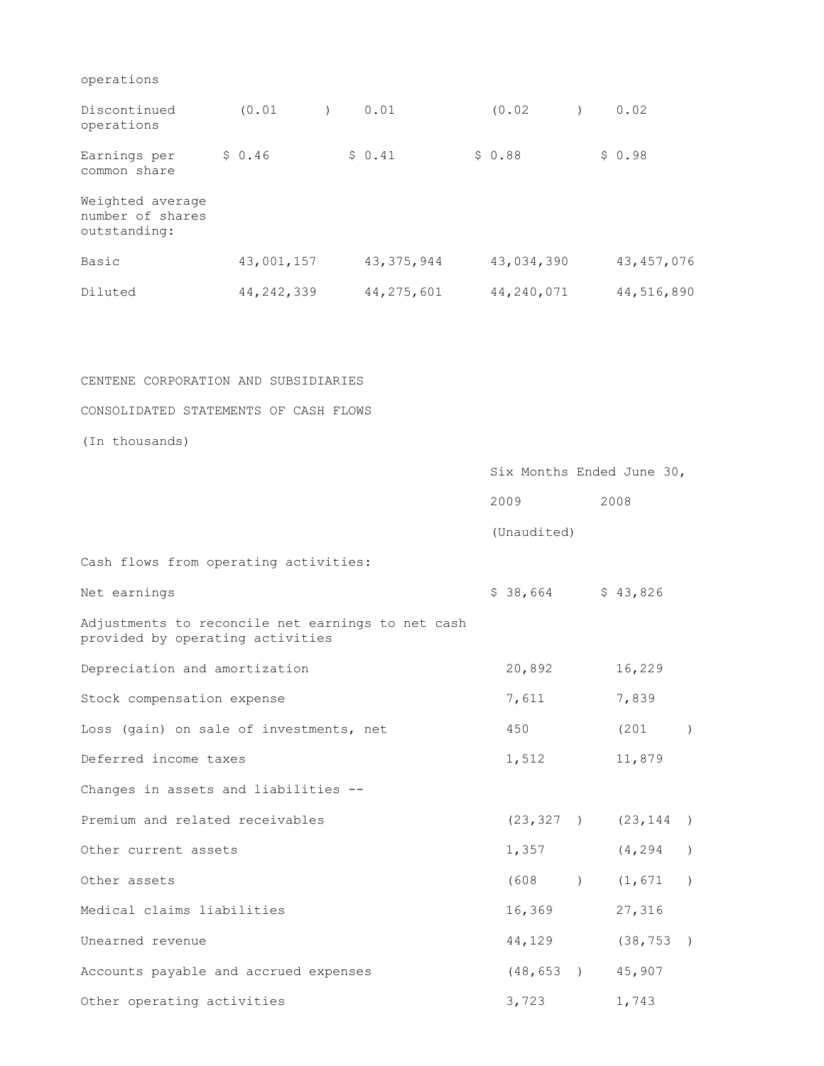| operations | | | | |
|---|---|---|---|---|
| Discontinued operations | (0.01 ) | 0.01 | (0.02 ) | 0.02 |
| Earnings per common share | $ 0.46 | $ 0.41 | $ 0.88 | $ 0.98 |
| Weighted average number of shares outstanding: | | | | |
| Basic | 43,001,157 | 43,375,944 | 43,034,390 | 43,457,076 |
| Diluted | 44,242,339 | 44,275,601 | 44,240,071 | 44,516,890 |

CENTENE CORPORATION AND SUBSIDIARIES

CONSOLIDATED STATEMENTS OF CASH FLOWS

(In thousands)

| | Six Months Ended June 30, | |
|---|---|---|
| | 2009 | 2008 |
| | (Unaudited) | |
| Cash flows from operating activities: | | |
| Net earnings | $ 38,664 | $ 43,826 |
| Adjustments to reconcile net earnings to net cash provided by operating activities | | |
| Depreciation and amortization | 20,892 | 16,229 |
| Stock compensation expense | 7,611 | 7,839 |
| Loss (gain) on sale of investments, net | 450 | (201 ) |
| Deferred income taxes | 1,512 | 11,879 |
| Changes in assets and liabilities -- | | |
| Premium and related receivables | (23,327 ) | (23,144 ) |
| Other current assets | 1,357 | (4,294 ) |
| Other assets | (608 ) | (1,671 ) |
| Medical claims liabilities | 16,369 | 27,316 |
| Unearned revenue | 44,129 | (38,753 ) |
| Accounts payable and accrued expenses | (48,653 ) | 45,907 |
| Other operating activities | 3,723 | 1,743 |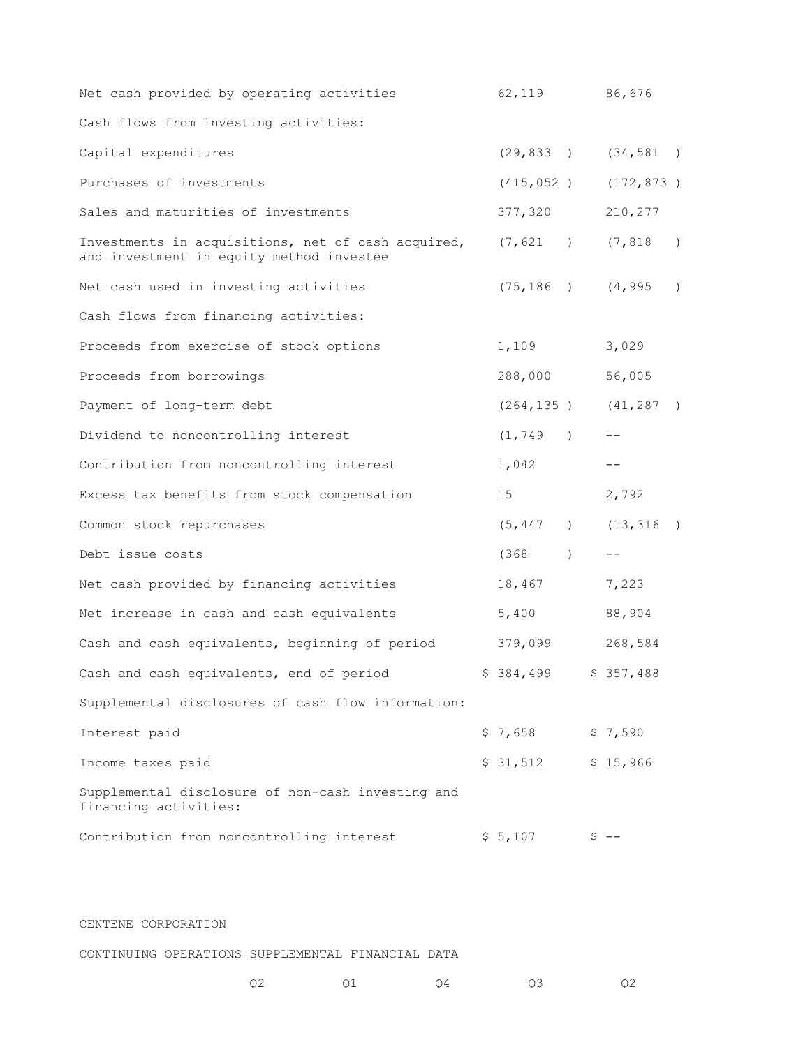| | | |
|---|---|---|
| Net cash provided by operating activities | 62,119 | 86,676 |
| Cash flows from investing activities: | | |
| Capital expenditures | (29,833 ) | (34,581 ) |
| Purchases of investments | (415,052 ) | (172,873 ) |
| Sales and maturities of investments | 377,320 | 210,277 |
| Investments in acquisitions, net of cash acquired, and investment in equity method investee | (7,621 ) | (7,818 ) |
| Net cash used in investing activities | (75,186 ) | (4,995 ) |
| Cash flows from financing activities: | | |
| Proceeds from exercise of stock options | 1,109 | 3,029 |
| Proceeds from borrowings | 288,000 | 56,005 |
| Payment of long-term debt | (264,135 ) | (41,287 ) |
| Dividend to noncontrolling interest | (1,749 ) | -- |
| Contribution from noncontrolling interest | 1,042 | -- |
| Excess tax benefits from stock compensation | 15 | 2,792 |
| Common stock repurchases | (5,447 ) | (13,316 ) |
| Debt issue costs | (368 ) | -- |
| Net cash provided by financing activities | 18,467 | 7,223 |
| Net increase in cash and cash equivalents | 5,400 | 88,904 |
| Cash and cash equivalents, beginning of period | 379,099 | 268,584 |
| Cash and cash equivalents, end of period | $ 384,499 | $ 357,488 |
| Supplemental disclosures of cash flow information: | | |
| Interest paid | $ 7,658 | $ 7,590 |
| Income taxes paid | $ 31,512 | $ 15,966 |
| Supplemental disclosure of non-cash investing and financing activities: | | |
| Contribution from noncontrolling interest | $ 5,107 | $ -- |

CENTENE CORPORATION

CONTINUING OPERATIONS SUPPLEMENTAL FINANCIAL DATA

| Q2 | Q1 | Q4 | Q3 | Q2 |
|---|---|---|---|---|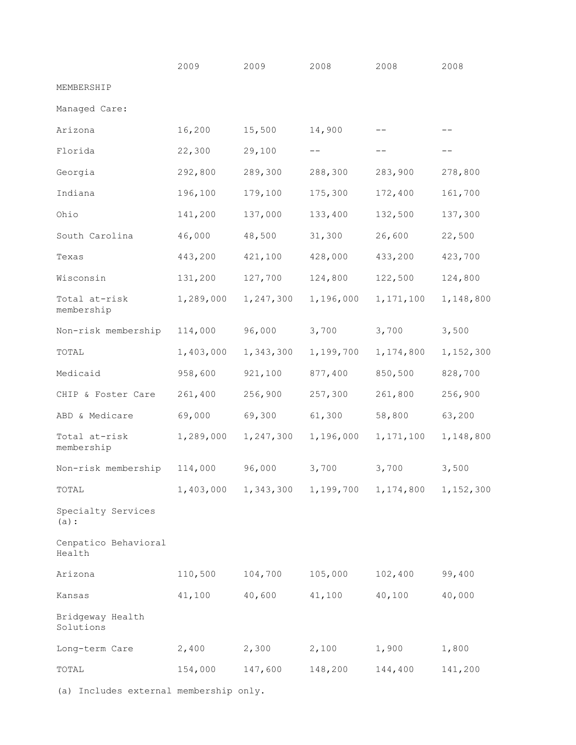| | 2009 | 2009 | 2008 | 2008 | 2008 |
|---|---|---|---|---|---|
| MEMBERSHIP | | | | | |
| Managed Care: | | | | | |
| Arizona | 16,200 | 15,500 | 14,900 | -- | -- |
| Florida | 22,300 | 29,100 | -- | -- | -- |
| Georgia | 292,800 | 289,300 | 288,300 | 283,900 | 278,800 |
| Indiana | 196,100 | 179,100 | 175,300 | 172,400 | 161,700 |
| Ohio | 141,200 | 137,000 | 133,400 | 132,500 | 137,300 |
| South Carolina | 46,000 | 48,500 | 31,300 | 26,600 | 22,500 |
| Texas | 443,200 | 421,100 | 428,000 | 433,200 | 423,700 |
| Wisconsin | 131,200 | 127,700 | 124,800 | 122,500 | 124,800 |
| Total at-risk membership | 1,289,000 | 1,247,300 | 1,196,000 | 1,171,100 | 1,148,800 |
| Non-risk membership | 114,000 | 96,000 | 3,700 | 3,700 | 3,500 |
| TOTAL | 1,403,000 | 1,343,300 | 1,199,700 | 1,174,800 | 1,152,300 |
| Medicaid | 958,600 | 921,100 | 877,400 | 850,500 | 828,700 |
| CHIP & Foster Care | 261,400 | 256,900 | 257,300 | 261,800 | 256,900 |
| ABD & Medicare | 69,000 | 69,300 | 61,300 | 58,800 | 63,200 |
| Total at-risk membership | 1,289,000 | 1,247,300 | 1,196,000 | 1,171,100 | 1,148,800 |
| Non-risk membership | 114,000 | 96,000 | 3,700 | 3,700 | 3,500 |
| TOTAL | 1,403,000 | 1,343,300 | 1,199,700 | 1,174,800 | 1,152,300 |
| Specialty Services (a): | | | | | |
| Cenpatico Behavioral Health | | | | | |
| Arizona | 110,500 | 104,700 | 105,000 | 102,400 | 99,400 |
| Kansas | 41,100 | 40,600 | 41,100 | 40,100 | 40,000 |
| Bridgeway Health Solutions | | | | | |
| Long-term Care | 2,400 | 2,300 | 2,100 | 1,900 | 1,800 |
| TOTAL | 154,000 | 147,600 | 148,200 | 144,400 | 141,200 |

(a) Includes external membership only.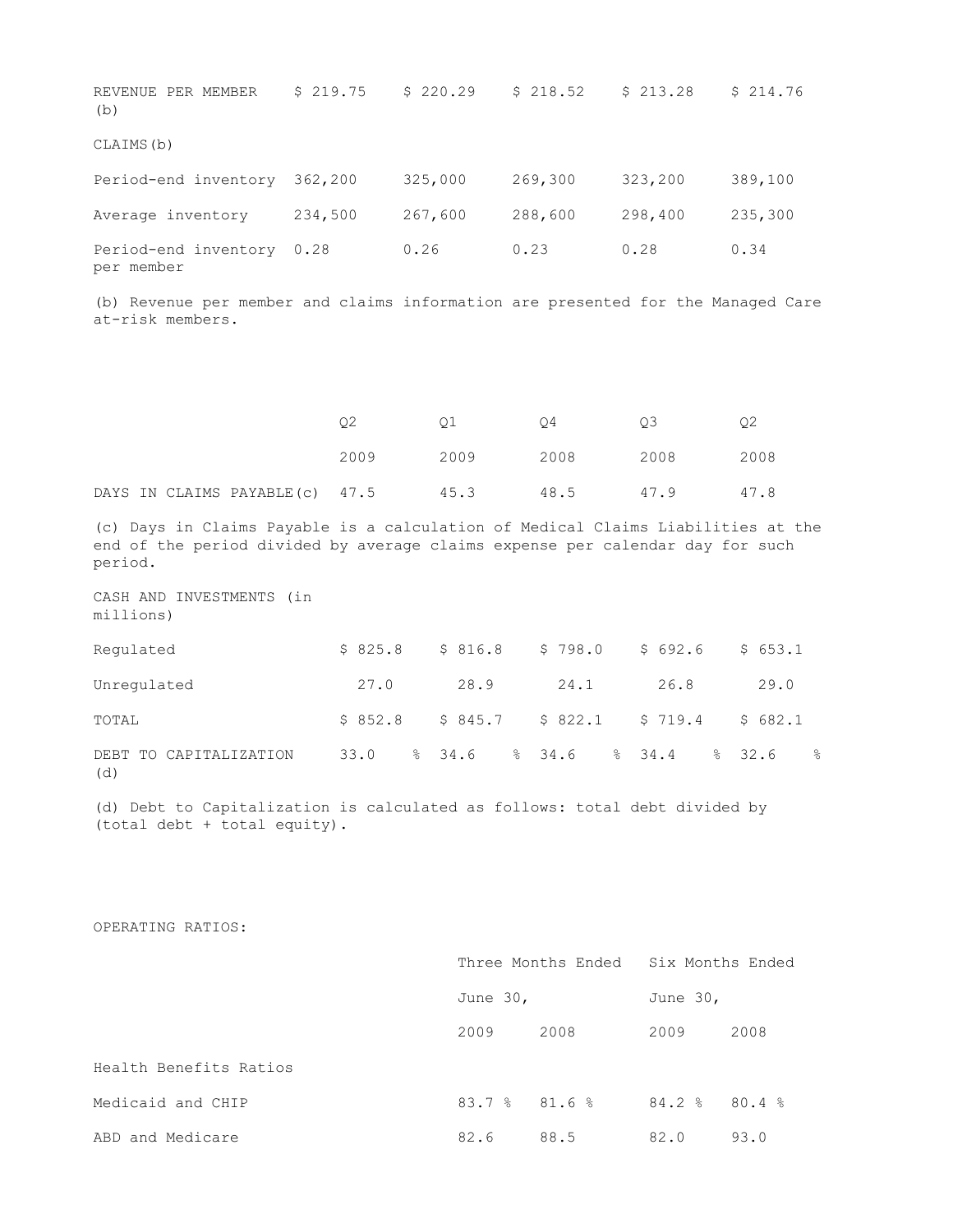| | | | | | |
|---|---|---|---|---|---|
| REVENUE PER MEMBER (b) | $ 219.75 | $ 220.29 | $ 218.52 | $ 213.28 | $ 214.76 |
| CLAIMS(b) | | | | | |
| Period-end inventory | 362,200 | 325,000 | 269,300 | 323,200 | 389,100 |
| Average inventory | 234,500 | 267,600 | 288,600 | 298,400 | 235,300 |
| Period-end inventory per member | 0.28 | 0.26 | 0.23 | 0.28 | 0.34 |

(b) Revenue per member and claims information are presented for the Managed Care at-risk members.

| | Q2 2009 | Q1 2009 | Q4 2008 | Q3 2008 | Q2 2008 |
|---|---|---|---|---|---|
| DAYS IN CLAIMS PAYABLE(c) | 47.5 | 45.3 | 48.5 | 47.9 | 47.8 |

(c) Days in Claims Payable is a calculation of Medical Claims Liabilities at the end of the period divided by average claims expense per calendar day for such period.

| CASH AND INVESTMENTS (in millions) | | | | | |
|---|---|---|---|---|---|
| Regulated | $ 825.8 | $ 816.8 | $ 798.0 | $ 692.6 | $ 653.1 |
| Unregulated | 27.0 | 28.9 | 24.1 | 26.8 | 29.0 |
| TOTAL | $ 852.8 | $ 845.7 | $ 822.1 | $ 719.4 | $ 682.1 |
| DEBT TO CAPITALIZATION (d) | 33.0 % | 34.6 % | 34.6 % | 34.4 % | 32.6 % |

(d) Debt to Capitalization is calculated as follows: total debt divided by (total debt + total equity).

OPERATING RATIOS:

| | Three Months Ended June 30, | | Six Months Ended June 30, | |
|---|---|---|---|---|
| | 2009 | 2008 | 2009 | 2008 |
| Health Benefits Ratios | | | | |
| Medicaid and CHIP | 83.7 % | 81.6 % | 84.2 % | 80.4 % |
| ABD and Medicare | 82.6 | 88.5 | 82.0 | 93.0 |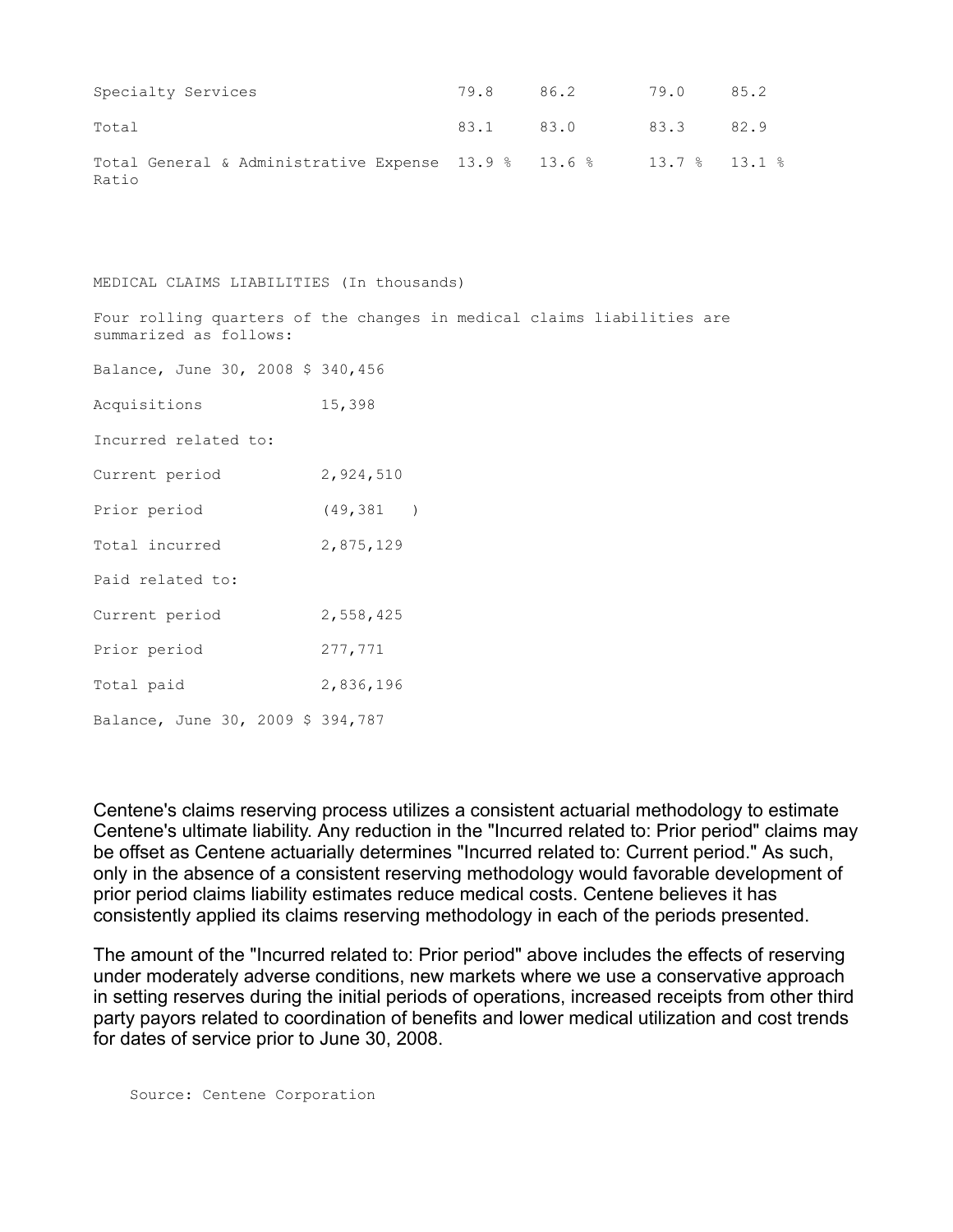| | | | | |
|---|---|---|---|---|
| Specialty Services | 79.8 | 86.2 | 79.0 | 85.2 |
| Total | 83.1 | 83.0 | 83.3 | 82.9 |
| Total General & Administrative Expense Ratio | 13.9 % | 13.6 % | 13.7 % | 13.1 % |

MEDICAL CLAIMS LIABILITIES (In thousands)

Four rolling quarters of the changes in medical claims liabilities are summarized as follows:

| | |
|---|---|
| Balance, June 30, 2008 | $ 340,456 |
| Acquisitions | 15,398 |
| Incurred related to: | |
| Current period | 2,924,510 |
| Prior period | (49,381 ) |
| Total incurred | 2,875,129 |
| Paid related to: | |
| Current period | 2,558,425 |
| Prior period | 277,771 |
| Total paid | 2,836,196 |
| Balance, June 30, 2009 | $ 394,787 |

Centene's claims reserving process utilizes a consistent actuarial methodology to estimate Centene's ultimate liability. Any reduction in the "Incurred related to: Prior period" claims may be offset as Centene actuarially determines "Incurred related to: Current period." As such, only in the absence of a consistent reserving methodology would favorable development of prior period claims liability estimates reduce medical costs. Centene believes it has consistently applied its claims reserving methodology in each of the periods presented.

The amount of the "Incurred related to: Prior period" above includes the effects of reserving under moderately adverse conditions, new markets where we use a conservative approach in setting reserves during the initial periods of operations, increased receipts from other third party payors related to coordination of benefits and lower medical utilization and cost trends for dates of service prior to June 30, 2008.

Source: Centene Corporation